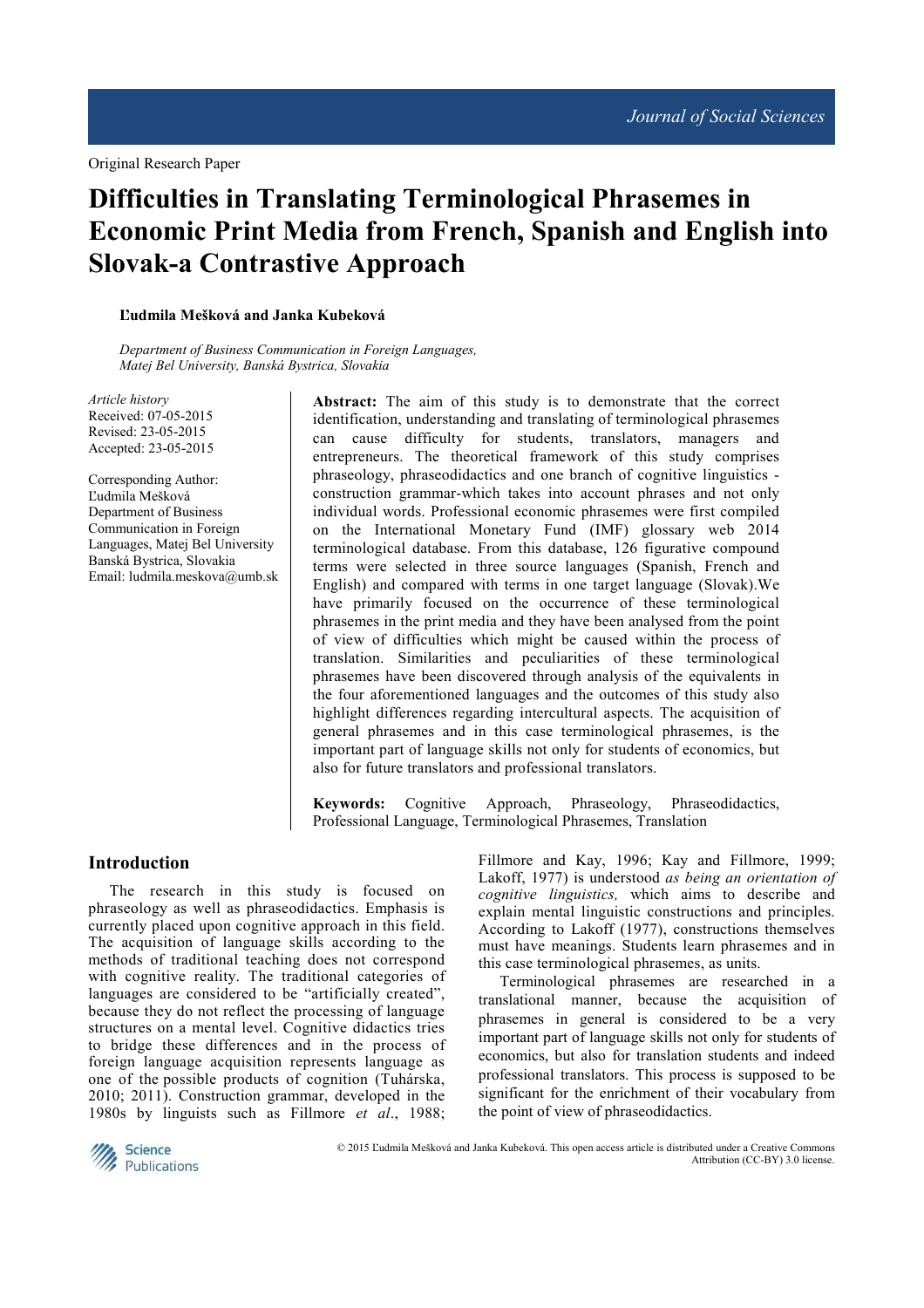Original Research Paper

# Difficulties in Translating Terminological Phrasemes in Economic Print Media from French, Spanish and English into Slovak-a Contrastive Approach

**Ľudmila Mešková and Janka Kubeková**

*Department of Business Communication in Foreign Languages, Matej Bel University, Banská Bystrica, Slovakia*

*Article history*
Received: 07-05-2015
Revised: 23-05-2015
Accepted: 23-05-2015

Corresponding Author:
Ľudmila Mešková
Department of Business Communication in Foreign Languages, Matej Bel University Banská Bystrica, Slovakia
Email: ludmila.meskova@umb.sk

**Abstract:** The aim of this study is to demonstrate that the correct identification, understanding and translating of terminological phrasemes can cause difficulty for students, translators, managers and entrepreneurs. The theoretical framework of this study comprises phraseology, phraseodidactics and one branch of cognitive linguistics - construction grammar-which takes into account phrases and not only individual words. Professional economic phrasemes were first compiled on the International Monetary Fund (IMF) glossary web 2014 terminological database. From this database, 126 figurative compound terms were selected in three source languages (Spanish, French and English) and compared with terms in one target language (Slovak).We have primarily focused on the occurrence of these terminological phrasemes in the print media and they have been analysed from the point of view of difficulties which might be caused within the process of translation. Similarities and peculiarities of these terminological phrasemes have been discovered through analysis of the equivalents in the four aforementioned languages and the outcomes of this study also highlight differences regarding intercultural aspects. The acquisition of general phrasemes and in this case terminological phrasemes, is the important part of language skills not only for students of economics, but also for future translators and professional translators.

**Keywords:** Cognitive Approach, Phraseology, Phraseodidactics, Professional Language, Terminological Phrasemes, Translation

## Introduction

The research in this study is focused on phraseology as well as phraseodidactics. Emphasis is currently placed upon cognitive approach in this field. The acquisition of language skills according to the methods of traditional teaching does not correspond with cognitive reality. The traditional categories of languages are considered to be "artificially created", because they do not reflect the processing of language structures on a mental level. Cognitive didactics tries to bridge these differences and in the process of foreign language acquisition represents language as one of the possible products of cognition (Tuhárska, 2010; 2011). Construction grammar, developed in the 1980s by linguists such as Fillmore *et al*., 1988; Fillmore and Kay, 1996; Kay and Fillmore, 1999; Lakoff, 1977) is understood *as being an orientation of cognitive linguistics,* which aims to describe and explain mental linguistic constructions and principles. According to Lakoff (1977), constructions themselves must have meanings. Students learn phrasemes and in this case terminological phrasemes, as units.

Terminological phrasemes are researched in a translational manner, because the acquisition of phrasemes in general is considered to be a very important part of language skills not only for students of economics, but also for translation students and indeed professional translators. This process is supposed to be significant for the enrichment of their vocabulary from the point of view of phraseodidactics.

© 2015 Ľudmila Mešková and Janka Kubeková. This open access article is distributed under a Creative Commons Attribution (CC-BY) 3.0 license.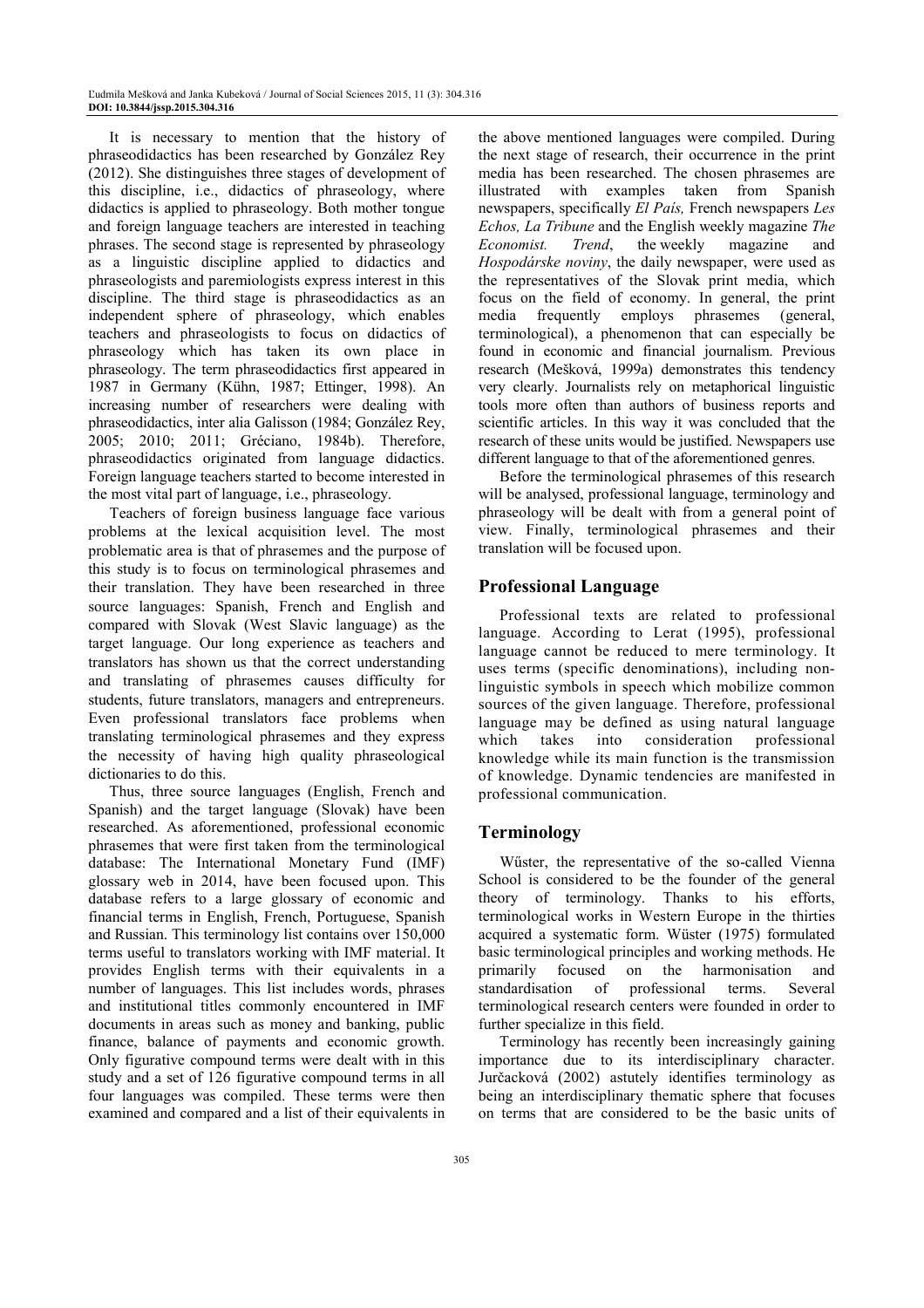It is necessary to mention that the history of phraseodidactics has been researched by González Rey (2012). She distinguishes three stages of development of this discipline, i.e., didactics of phraseology, where didactics is applied to phraseology. Both mother tongue and foreign language teachers are interested in teaching phrases. The second stage is represented by phraseology as a linguistic discipline applied to didactics and phraseologists and paremiologists express interest in this discipline. The third stage is phraseodidactics as an independent sphere of phraseology, which enables teachers and phraseologists to focus on didactics of phraseology which has taken its own place in phraseology. The term phraseodidactics first appeared in 1987 in Germany (Kühn, 1987; Ettinger, 1998). An increasing number of researchers were dealing with phraseodidactics, inter alia Galisson (1984; González Rey, 2005; 2010; 2011; Gréciano, 1984b). Therefore, phraseodidactics originated from language didactics. Foreign language teachers started to become interested in the most vital part of language, i.e., phraseology.

Teachers of foreign business language face various problems at the lexical acquisition level. The most problematic area is that of phrasemes and the purpose of this study is to focus on terminological phrasemes and their translation. They have been researched in three source languages: Spanish, French and English and compared with Slovak (West Slavic language) as the target language. Our long experience as teachers and translators has shown us that the correct understanding and translating of phrasemes causes difficulty for students, future translators, managers and entrepreneurs. Even professional translators face problems when translating terminological phrasemes and they express the necessity of having high quality phraseological dictionaries to do this.

Thus, three source languages (English, French and Spanish) and the target language (Slovak) have been researched. As aforementioned, professional economic phrasemes that were first taken from the terminological database: The International Monetary Fund (IMF) glossary web in 2014, have been focused upon. This database refers to a large glossary of economic and financial terms in English, French, Portuguese, Spanish and Russian. This terminology list contains over 150,000 terms useful to translators working with IMF material. It provides English terms with their equivalents in a number of languages. This list includes words, phrases and institutional titles commonly encountered in IMF documents in areas such as money and banking, public finance, balance of payments and economic growth. Only figurative compound terms were dealt with in this study and a set of 126 figurative compound terms in all four languages was compiled. These terms were then examined and compared and a list of their equivalents in the above mentioned languages were compiled. During the next stage of research, their occurrence in the print media has been researched. The chosen phrasemes are illustrated with examples taken from Spanish newspapers, specifically *El País,* French newspapers *Les Echos, La Tribune* and the English weekly magazine *The Economist. Trend*, the weekly magazine and *Hospodárske noviny*, the daily newspaper, were used as the representatives of the Slovak print media, which focus on the field of economy. In general, the print media frequently employs phrasemes (general, terminological), a phenomenon that can especially be found in economic and financial journalism. Previous research (Mešková, 1999a) demonstrates this tendency very clearly. Journalists rely on metaphorical linguistic tools more often than authors of business reports and scientific articles. In this way it was concluded that the research of these units would be justified. Newspapers use different language to that of the aforementioned genres.

Before the terminological phrasemes of this research will be analysed, professional language, terminology and phraseology will be dealt with from a general point of view. Finally, terminological phrasemes and their translation will be focused upon.

## Professional Language

Professional texts are related to professional language. According to Lerat (1995), professional language cannot be reduced to mere terminology. It uses terms (specific denominations), including non-linguistic symbols in speech which mobilize common sources of the given language. Therefore, professional language may be defined as using natural language which takes into consideration professional knowledge while its main function is the transmission of knowledge. Dynamic tendencies are manifested in professional communication.

## Terminology

Wűster, the representative of the so-called Vienna School is considered to be the founder of the general theory of terminology. Thanks to his efforts, terminological works in Western Europe in the thirties acquired a systematic form. Wüster (1975) formulated basic terminological principles and working methods. He primarily focused on the harmonisation and standardisation of professional terms. Several terminological research centers were founded in order to further specialize in this field.

Terminology has recently been increasingly gaining importance due to its interdisciplinary character. Jurčacková (2002) astutely identifies terminology as being an interdisciplinary thematic sphere that focuses on terms that are considered to be the basic units of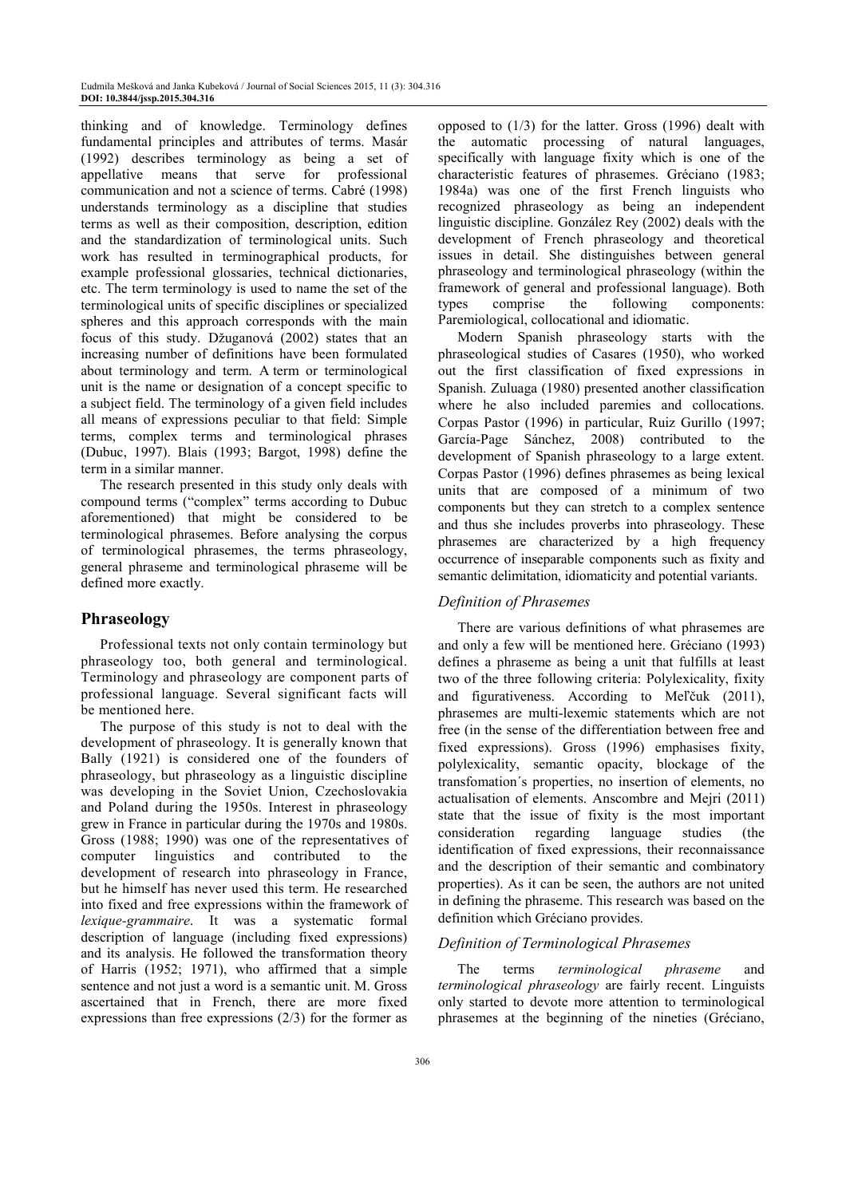thinking and of knowledge. Terminology defines fundamental principles and attributes of terms. Masár (1992) describes terminology as being a set of appellative means that serve for professional communication and not a science of terms. Cabré (1998) understands terminology as a discipline that studies terms as well as their composition, description, edition and the standardization of terminological units. Such work has resulted in terminographical products, for example professional glossaries, technical dictionaries, etc. The term terminology is used to name the set of the terminological units of specific disciplines or specialized spheres and this approach corresponds with the main focus of this study. Džuganová (2002) states that an increasing number of definitions have been formulated about terminology and term. A term or terminological unit is the name or designation of a concept specific to a subject field. The terminology of a given field includes all means of expressions peculiar to that field: Simple terms, complex terms and terminological phrases (Dubuc, 1997). Blais (1993; Bargot, 1998) define the term in a similar manner.

The research presented in this study only deals with compound terms ("complex" terms according to Dubuc aforementioned) that might be considered to be terminological phrasemes. Before analysing the corpus of terminological phrasemes, the terms phraseology, general phraseme and terminological phraseme will be defined more exactly.

## Phraseology

Professional texts not only contain terminology but phraseology too, both general and terminological. Terminology and phraseology are component parts of professional language. Several significant facts will be mentioned here.

The purpose of this study is not to deal with the development of phraseology. It is generally known that Bally (1921) is considered one of the founders of phraseology, but phraseology as a linguistic discipline was developing in the Soviet Union, Czechoslovakia and Poland during the 1950s. Interest in phraseology grew in France in particular during the 1970s and 1980s. Gross (1988; 1990) was one of the representatives of computer linguistics and contributed to the development of research into phraseology in France, but he himself has never used this term. He researched into fixed and free expressions within the framework of *lexique-grammaire*. It was a systematic formal description of language (including fixed expressions) and its analysis. He followed the transformation theory of Harris (1952; 1971), who affirmed that a simple sentence and not just a word is a semantic unit. M. Gross ascertained that in French, there are more fixed expressions than free expressions (2/3) for the former as opposed to (1/3) for the latter. Gross (1996) dealt with the automatic processing of natural languages, specifically with language fixity which is one of the characteristic features of phrasemes. Gréciano (1983; 1984a) was one of the first French linguists who recognized phraseology as being an independent linguistic discipline. González Rey (2002) deals with the development of French phraseology and theoretical issues in detail. She distinguishes between general phraseology and terminological phraseology (within the framework of general and professional language). Both types comprise the following components: Paremiological, collocational and idiomatic.

Modern Spanish phraseology starts with the phraseological studies of Casares (1950), who worked out the first classification of fixed expressions in Spanish. Zuluaga (1980) presented another classification where he also included paremies and collocations. Corpas Pastor (1996) in particular, Ruiz Gurillo (1997; García-Page Sánchez, 2008) contributed to the development of Spanish phraseology to a large extent. Corpas Pastor (1996) defines phrasemes as being lexical units that are composed of a minimum of two components but they can stretch to a complex sentence and thus she includes proverbs into phraseology. These phrasemes are characterized by a high frequency occurrence of inseparable components such as fixity and semantic delimitation, idiomaticity and potential variants.

### Definition of Phrasemes

There are various definitions of what phrasemes are and only a few will be mentioned here. Gréciano (1993) defines a phraseme as being a unit that fulfills at least two of the three following criteria: Polylexicality, fixity and figurativeness. According to Meľčuk (2011), phrasemes are multi-lexemic statements which are not free (in the sense of the differentiation between free and fixed expressions). Gross (1996) emphasises fixity, polylexicality, semantic opacity, blockage of the transfomation´s properties, no insertion of elements, no actualisation of elements. Anscombre and Mejri (2011) state that the issue of fixity is the most important consideration regarding language studies (the identification of fixed expressions, their reconnaissance and the description of their semantic and combinatory properties). As it can be seen, the authors are not united in defining the phraseme. This research was based on the definition which Gréciano provides.

### Definition of Terminological Phrasemes

The terms *terminological phraseme* and *terminological phraseology* are fairly recent. Linguists only started to devote more attention to terminological phrasemes at the beginning of the nineties (Gréciano,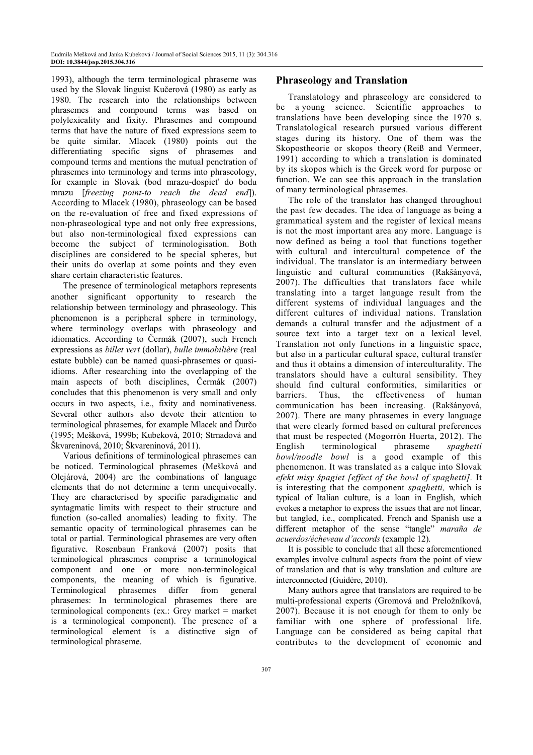1993), although the term terminological phraseme was used by the Slovak linguist Kučerová (1980) as early as 1980. The research into the relationships between phrasemes and compound terms was based on polylexicality and fixity. Phrasemes and compound terms that have the nature of fixed expressions seem to be quite similar. Mlacek (1980) points out the differentiating specific signs of phrasemes and compound terms and mentions the mutual penetration of phrasemes into terminology and terms into phraseology, for example in Slovak (bod mrazu-dospieť do bodu mrazu [*freezing point-to reach the dead end*]). According to Mlacek (1980), phraseology can be based on the re-evaluation of free and fixed expressions of non-phraseological type and not only free expressions, but also non-terminological fixed expressions can become the subject of terminologisation. Both disciplines are considered to be special spheres, but their units do overlap at some points and they even share certain characteristic features.

The presence of terminological metaphors represents another significant opportunity to research the relationship between terminology and phraseology. This phenomenon is a peripheral sphere in terminology, where terminology overlaps with phraseology and idiomatics. According to Čermák (2007), such French expressions as *billet vert* (dollar), *bulle immobilière* (real estate bubble) can be named quasi-phrasemes or quasi-idioms. After researching into the overlapping of the main aspects of both disciplines, Čermák (2007) concludes that this phenomenon is very small and only occurs in two aspects, i.e., fixity and nominativeness. Several other authors also devote their attention to terminological phrasemes, for example Mlacek and Ďurčo (1995; Mešková, 1999b; Kubeková, 2010; Strnadová and Škvareninová, 2010; Škvareninová, 2011).

Various definitions of terminological phrasemes can be noticed. Terminological phrasemes (Mešková and Olejárová, 2004) are the combinations of language elements that do not determine a term unequivocally. They are characterised by specific paradigmatic and syntagmatic limits with respect to their structure and function (so-called anomalies) leading to fixity. The semantic opacity of terminological phrasemes can be total or partial. Terminological phrasemes are very often figurative. Rosenbaun Franková (2007) posits that terminological phrasemes comprise a terminological component and one or more non-terminological components, the meaning of which is figurative. Terminological phrasemes differ from general phrasemes: In terminological phrasemes there are terminological components (ex.: Grey market = market is a terminological component). The presence of a terminological element is a distinctive sign of terminological phraseme.

## Phraseology and Translation

Translatology and phraseology are considered to be a young science. Scientific approaches to translations have been developing since the 1970 s. Translatological research pursued various different stages during its history. One of them was the Skopostheorie or skopos theory (Reiß and Vermeer, 1991) according to which a translation is dominated by its skopos which is the Greek word for purpose or function. We can see this approach in the translation of many terminological phrasemes.

The role of the translator has changed throughout the past few decades. The idea of language as being a grammatical system and the register of lexical means is not the most important area any more. Language is now defined as being a tool that functions together with cultural and intercultural competence of the individual. The translator is an intermediary between linguistic and cultural communities (Rakšányová, 2007). The difficulties that translators face while translating into a target language result from the different systems of individual languages and the different cultures of individual nations. Translation demands a cultural transfer and the adjustment of a source text into a target text on a lexical level. Translation not only functions in a linguistic space, but also in a particular cultural space, cultural transfer and thus it obtains a dimension of interculturality. The translators should have a cultural sensibility. They should find cultural conformities, similarities or barriers. Thus, the effectiveness of human communication has been increasing. (Rakšányová, 2007). There are many phrasemes in every language that were clearly formed based on cultural preferences that must be respected (Mogorrón Huerta, 2012). The English terminological phraseme *spaghetti bowl/noodle bowl* is a good example of this phenomenon. It was translated as a calque into Slovak *efekt misy špagiet [effect of the bowl of spaghetti]*. It is interesting that the component *spaghetti,* which is typical of Italian culture, is a loan in English, which evokes a metaphor to express the issues that are not linear, but tangled, i.e., complicated. French and Spanish use a different metaphor of the sense "tangle" *maraña de acuerdos/écheveau d'accords* (example 12).

It is possible to conclude that all these aforementioned examples involve cultural aspects from the point of view of translation and that is why translation and culture are interconnected (Guidère, 2010).

Many authors agree that translators are required to be multi-professional experts (Gromová and Preložníková, 2007). Because it is not enough for them to only be familiar with one sphere of professional life. Language can be considered as being capital that contributes to the development of economic and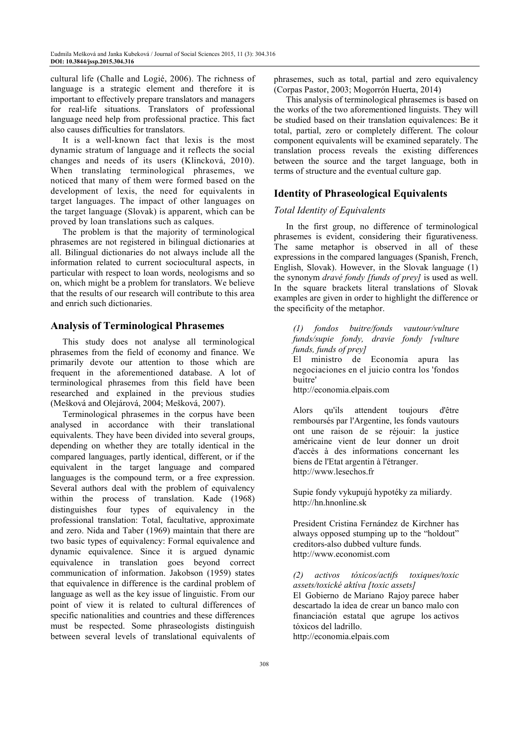cultural life (Challe and Logié, 2006). The richness of language is a strategic element and therefore it is important to effectively prepare translators and managers for real-life situations. Translators of professional language need help from professional practice. This fact also causes difficulties for translators.

It is a well-known fact that lexis is the most dynamic stratum of language and it reflects the social changes and needs of its users (Klincková, 2010). When translating terminological phrasemes, we noticed that many of them were formed based on the development of lexis, the need for equivalents in target languages. The impact of other languages on the target language (Slovak) is apparent, which can be proved by loan translations such as calques.

The problem is that the majority of terminological phrasemes are not registered in bilingual dictionaries at all. Bilingual dictionaries do not always include all the information related to current sociocultural aspects, in particular with respect to loan words, neologisms and so on, which might be a problem for translators. We believe that the results of our research will contribute to this area and enrich such dictionaries.

## Analysis of Terminological Phrasemes

This study does not analyse all terminological phrasemes from the field of economy and finance. We primarily devote our attention to those which are frequent in the aforementioned database. A lot of terminological phrasemes from this field have been researched and explained in the previous studies (Mešková and Olejárová, 2004; Mešková, 2007).

Terminological phrasemes in the corpus have been analysed in accordance with their translational equivalents. They have been divided into several groups, depending on whether they are totally identical in the compared languages, partly identical, different, or if the equivalent in the target language and compared languages is the compound term, or a free expression. Several authors deal with the problem of equivalency within the process of translation. Kade (1968) distinguishes four types of equivalency in the professional translation: Total, facultative, approximate and zero. Nida and Taber (1969) maintain that there are two basic types of equivalency: Formal equivalence and dynamic equivalence. Since it is argued dynamic equivalence in translation goes beyond correct communication of information. Jakobson (1959) states that equivalence in difference is the cardinal problem of language as well as the key issue of linguistic. From our point of view it is related to cultural differences of specific nationalities and countries and these differences must be respected. Some phraseologists distinguish between several levels of translational equivalents of phrasemes, such as total, partial and zero equivalency (Corpas Pastor, 2003; Mogorrón Huerta, 2014)

This analysis of terminological phrasemes is based on the works of the two aforementioned linguists. They will be studied based on their translation equivalences: Be it total, partial, zero or completely different. The colour component equivalents will be examined separately. The translation process reveals the existing differences between the source and the target language, both in terms of structure and the eventual culture gap.

## Identity of Phraseological Equivalents

### Total Identity of Equivalents

In the first group, no difference of terminological phrasemes is evident, considering their figurativeness. The same metaphor is observed in all of these expressions in the compared languages (Spanish, French, English, Slovak). However, in the Slovak language (1) the synonym *dravé fondy [funds of prey]* is used as well. In the square brackets literal translations of Slovak examples are given in order to highlight the difference or the specificity of the metaphor.

> *(1) fondos buitre/fonds vautour/vulture funds/supie fondy, dravie fondy [vulture funds, funds of prey]*
>
> El ministro de Economía apura las negociaciones en el juicio contra los 'fondos buitre'
> http://economia.elpais.com
>
> Alors qu'ils attendent toujours d'être remboursés par l'Argentine, les fonds vautours ont une raison de se réjouir: la justice américaine vient de leur donner un droit d'accès à des informations concernant les biens de l'Etat argentin à l'étranger.
> http://www.lesechos.fr
>
> Supie fondy vykupujú hypotéky za miliardy.
> http://hn.hnonline.sk
>
> President Cristina Fernández de Kirchner has always opposed stumping up to the "holdout" creditors-also dubbed vulture funds.
> http://www.economist.com
>
> *(2) activos tóxicos/actifs toxiques/toxic assets/toxické aktíva [toxic assets]*
>
> El Gobierno de Mariano Rajoy parece haber descartado la idea de crear un banco malo con financiación estatal que agrupe los activos tóxicos del ladrillo.
> http://economia.elpais.com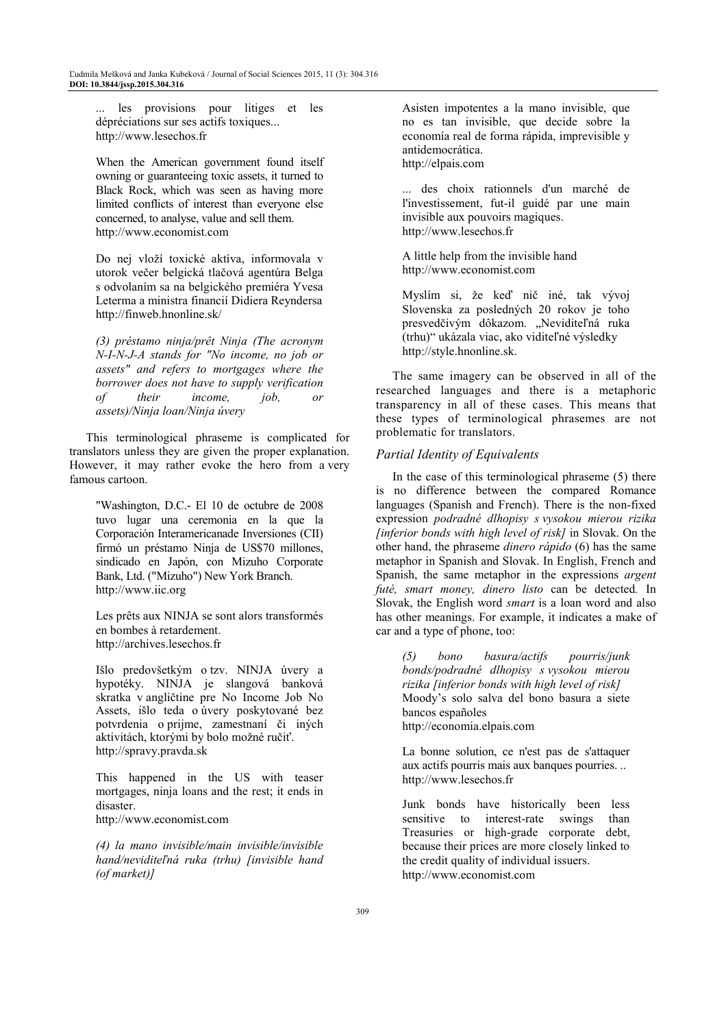... les provisions pour litiges et les dépréciations sur ses actifs toxiques...
http://www.lesechos.fr

When the American government found itself owning or guaranteeing toxic assets, it turned to Black Rock, which was seen as having more limited conflicts of interest than everyone else concerned, to analyse, value and sell them.
http://www.economist.com

Do nej vloží toxické aktíva, informovala v utorok večer belgická tlačová agentúra Belga s odvolaním sa na belgického premiéra Yvesa Leterma a ministra financií Didiera Reyndersa
http://finweb.hnonline.sk/

*(3) préstamo ninja/prêt Ninja (The acronym N-I-N-J-A stands for "No income, no job or assets" and refers to mortgages where the borrower does not have to supply verification of their income, job, or assets)/Ninja loan/Ninja úvery*

This terminological phraseme is complicated for translators unless they are given the proper explanation. However, it may rather evoke the hero from a very famous cartoon.

"Washington, D.C.- El 10 de octubre de 2008 tuvo lugar una ceremonia en la que la Corporación Interamericanade Inversiones (CII) firmó un préstamo Ninja de US$70 millones, sindicado en Japón, con Mizuho Corporate Bank, Ltd. ("Mizuho") New York Branch.
http://www.iic.org

Les prêts aux NINJA se sont alors transformés en bombes à retardement.
http://archives.lesechos.fr

Išlo predovšetkým o tzv. NINJA úvery a hypotéky. NINJA je slangová banková skratka v angličtine pre No Income Job No Assets, išlo teda o úvery poskytované bez potvrdenia o prijme, zamestnaní či iných aktivitách, ktorými by bolo možné ručiť.
http://spravy.pravda.sk

This happened in the US with teaser mortgages, ninja loans and the rest; it ends in disaster.
http://www.economist.com

*(4) la mano invisible/main invisible/invisible hand/neviditeľná ruka (trhu) [invisible hand (of market)]*

Asisten impotentes a la mano invisible, que no es tan invisible, que decide sobre la economía real de forma rápida, imprevisible y antidemocrática.
http://elpais.com

... des choix rationnels d'un marché de l'investissement, fut-il guidé par une main invisible aux pouvoirs magiques.
http://www.lesechos.fr

A little help from the invisible hand
http://www.economist.com

Myslím si, že keď nič iné, tak vývoj Slovenska za posledných 20 rokov je toho presvedčivým dôkazom. „Neviditeľná ruka (trhu)" ukázala viac, ako viditeľné výsledky
http://style.hnonline.sk.

The same imagery can be observed in all of the researched languages and there is a metaphoric transparency in all of these cases. This means that these types of terminological phrasemes are not problematic for translators.

### Partial Identity of Equivalents

In the case of this terminological phraseme (5) there is no difference between the compared Romance languages (Spanish and French). There is the non-fixed expression *podradné dlhopisy s vysokou mierou rizika [inferior bonds with high level of risk]* in Slovak. On the other hand, the phraseme *dinero rápido* (6) has the same metaphor in Spanish and Slovak. In English, French and Spanish, the same metaphor in the expressions *argent futé, smart money, dinero listo* can be detected. In Slovak, the English word *smart* is a loan word and also has other meanings. For example, it indicates a make of car and a type of phone, too:

*(5) bono basura/actifs pourris/junk bonds/podradné dlhopisy s vysokou mierou rizika [inferior bonds with high level of risk]*
Moody's solo salva del bono basura a siete bancos españoles
http://economia.elpais.com

La bonne solution, ce n'est pas de s'attaquer aux actifs pourris mais aux banques pourries. ..
http://www.lesechos.fr

Junk bonds have historically been less sensitive to interest-rate swings than Treasuries or high-grade corporate debt, because their prices are more closely linked to the credit quality of individual issuers.
http://www.economist.com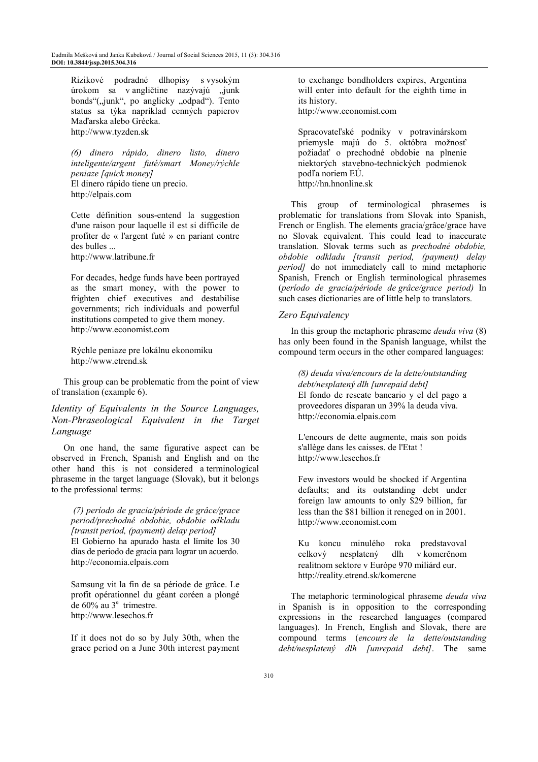Rizikové podradné dlhopisy s vysokým úrokom sa v angličtine nazývajú „junk bonds"(„junk", po anglicky „odpad"). Tento status sa týka napríklad cenných papierov Maďarska alebo Grécka.
http://www.tyzden.sk

*(6) dinero rápido, dinero listo, dinero inteligente/argent futé/smart Money/rýchle peniaze [quick money]*
El dinero rápido tiene un precio.
http://elpais.com

Cette définition sous-entend la suggestion d'une raison pour laquelle il est si difficile de profiter de « l'argent futé » en pariant contre des bulles ...
http://www.latribune.fr

For decades, hedge funds have been portrayed as the smart money, with the power to frighten chief executives and destabilise governments; rich individuals and powerful institutions competed to give them money.
http://www.economist.com

Rýchle peniaze pre lokálnu ekonomiku
http://www.etrend.sk

This group can be problematic from the point of view of translation (example 6).

### *Identity of Equivalents in the Source Languages, Non-Phraseological Equivalent in the Target Language*

On one hand, the same figurative aspect can be observed in French, Spanish and English and on the other hand this is not considered a terminological phraseme in the target language (Slovak), but it belongs to the professional terms:

*(7) período de gracia/période de grâce/grace period/prechodné obdobie, obdobie odkladu [transit period, (payment) delay period]*
El Gobierno ha apurado hasta el límite los 30 días de periodo de gracia para lograr un acuerdo.
http://economia.elpais.com

Samsung vit la fin de sa période de grâce. Le profit opérationnel du géant coréen a plongé de 60% au 3e trimestre.
http://www.lesechos.fr

If it does not do so by July 30th, when the grace period on a June 30th interest payment to exchange bondholders expires, Argentina will enter into default for the eighth time in its history.
http://www.economist.com

Spracovateľské podniky v potravinárskom priemysle majú do 5. októbra možnosť požiadať o prechodné obdobie na plnenie niektorých stavebno-technických podmienok podľa noriem EÚ.
http://hn.hnonline.sk

This group of terminological phrasemes is problematic for translations from Slovak into Spanish, French or English. The elements gracia/grâce/grace have no Slovak equivalent. This could lead to inaccurate translation. Slovak terms such as *prechodné obdobie, obdobie odkladu [transit period, (payment) delay period]* do not immediately call to mind metaphoric Spanish, French or English terminological phrasemes (*período de gracia/période de grâce/grace period)* In such cases dictionaries are of little help to translators.

### *Zero Equivalency*

In this group the metaphoric phraseme *deuda viva* (8) has only been found in the Spanish language, whilst the compound term occurs in the other compared languages:

*(8) deuda viva/encours de la dette/outstanding debt/nesplatený dlh [unrepaid debt]*
El fondo de rescate bancario y el del pago a proveedores disparan un 39% la deuda viva.
http://economia.elpais.com

L'encours de dette augmente, mais son poids s'allège dans les caisses. de l'Etat !
http://www.lesechos.fr

Few investors would be shocked if Argentina defaults; and its outstanding debt under foreign law amounts to only $29 billion, far less than the $81 billion it reneged on in 2001.
http://www.economist.com

Ku koncu minulého roka predstavoval celkový nesplatený dlh v komerčnom realitnom sektore v Európe 970 miliárd eur.
http://reality.etrend.sk/komercne

The metaphoric terminological phraseme *deuda viva* in Spanish is in opposition to the corresponding expressions in the researched languages (compared languages). In French, English and Slovak, there are compound terms (*encours de la dette/outstanding debt/nesplatený dlh [unrepaid debt]*. The same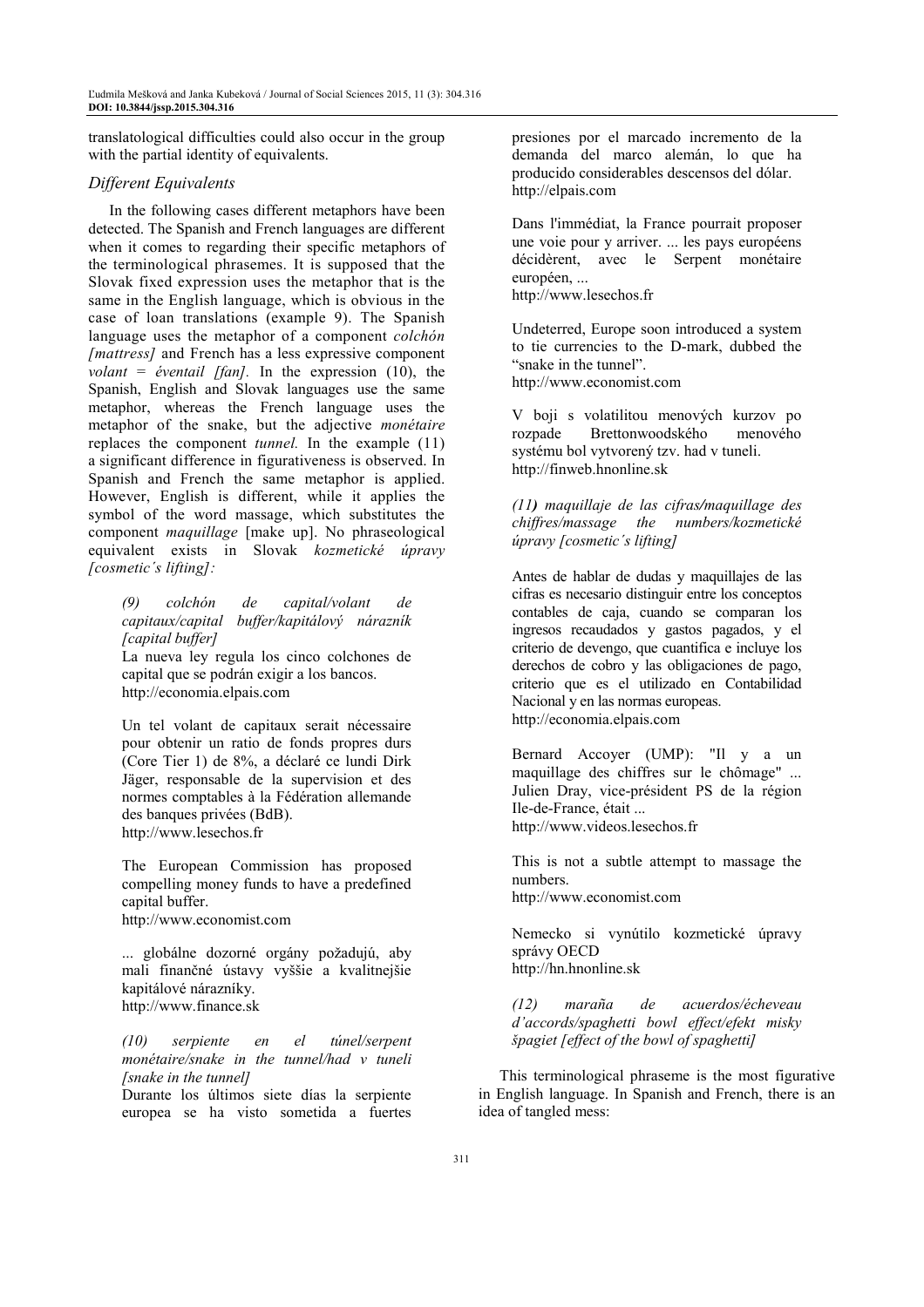translatological difficulties could also occur in the group with the partial identity of equivalents.

### *Different Equivalents*

In the following cases different metaphors have been detected. The Spanish and French languages are different when it comes to regarding their specific metaphors of the terminological phrasemes. It is supposed that the Slovak fixed expression uses the metaphor that is the same in the English language, which is obvious in the case of loan translations (example 9). The Spanish language uses the metaphor of a component *colchón [mattress]* and French has a less expressive component *volant = éventail [fan]*. In the expression (10), the Spanish, English and Slovak languages use the same metaphor, whereas the French language uses the metaphor of the snake, but the adjective *monétaire* replaces the component *tunnel.* In the example (11) a significant difference in figurativeness is observed. In Spanish and French the same metaphor is applied. However, English is different, while it applies the symbol of the word massage, which substitutes the component *maquillage* [make up]. No phraseological equivalent exists in Slovak *kozmetické úpravy [cosmetic´s lifting]:*

> *(9) colchón de capital/volant de capitaux/capital buffer/kapitálový nárazník [capital buffer]*
>
> La nueva ley regula los cinco colchones de capital que se podrán exigir a los bancos.
> http://economia.elpais.com
>
> Un tel volant de capitaux serait nécessaire pour obtenir un ratio de fonds propres durs (Core Tier 1) de 8%, a déclaré ce lundi Dirk Jäger, responsable de la supervision et des normes comptables à la Fédération allemande des banques privées (BdB).
> http://www.lesechos.fr
>
> The European Commission has proposed compelling money funds to have a predefined capital buffer.
> http://www.economist.com
>
> ... globálne dozorné orgány požadujú, aby mali finančné ústavy vyššie a kvalitnejšie kapitálové nárazníky.
> http://www.finance.sk
>
> *(10) serpiente en el túnel/serpent monétaire/snake in the tunnel/had v tuneli [snake in the tunnel]*
>
> Durante los últimos siete días la serpiente europea se ha visto sometida a fuertes presiones por el marcado incremento de la demanda del marco alemán, lo que ha producido considerables descensos del dólar.
> http://elpais.com
>
> Dans l'immédiat, la France pourrait proposer une voie pour y arriver. ... les pays européens décidèrent, avec le Serpent monétaire européen, ...
> http://www.lesechos.fr
>
> Undeterred, Europe soon introduced a system to tie currencies to the D-mark, dubbed the "snake in the tunnel".
> http://www.economist.com
>
> V boji s volatilitou menových kurzov po rozpade Brettonwoodského menového systému bol vytvorený tzv. had v tuneli.
> http://finweb.hnonline.sk
>
> *(11) maquillaje de las cifras/maquillage des chiffres/massage the numbers/kozmetické úpravy [cosmetic´s lifting]*
>
> Antes de hablar de dudas y maquillajes de las cifras es necesario distinguir entre los conceptos contables de caja, cuando se comparan los ingresos recaudados y gastos pagados, y el criterio de devengo, que cuantifica e incluye los derechos de cobro y las obligaciones de pago, criterio que es el utilizado en Contabilidad Nacional y en las normas europeas.
> http://economia.elpais.com
>
> Bernard Accoyer (UMP): "Il y a un maquillage des chiffres sur le chômage" ... Julien Dray, vice-président PS de la région Ile-de-France, était ...
> http://www.videos.lesechos.fr
>
> This is not a subtle attempt to massage the numbers.
> http://www.economist.com
>
> Nemecko si vynútilo kozmetické úpravy správy OECD
> http://hn.hnonline.sk
>
> *(12) maraña de acuerdos/écheveau d'accords/spaghetti bowl effect/efekt misky špagiet [effect of the bowl of spaghetti]*

This terminological phraseme is the most figurative in English language. In Spanish and French, there is an idea of tangled mess: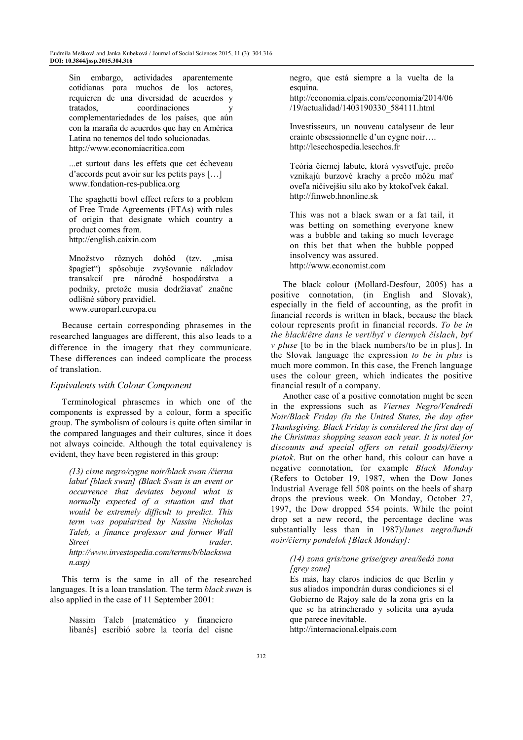Sin embargo, actividades aparentemente cotidianas para muchos de los actores, requieren de una diversidad de acuerdos y tratados, coordinaciones y complementariedades de los países, que aún con la maraña de acuerdos que hay en América Latina no tenemos del todo solucionadas. http://www.economiacritica.com

...et surtout dans les effets que cet écheveau d'accords peut avoir sur les petits pays […] www.fondation-res-publica.org

The spaghetti bowl effect refers to a problem of Free Trade Agreements (FTAs) with rules of origin that designate which country a product comes from. http://english.caixin.com

Množstvo rôznych dohôd (tzv. „misa špagiet") spôsobuje zvyšovanie nákladov transakcií pre národné hospodárstva a podniky, pretože musia dodržiavať značne odlišné súbory pravidiel. www.europarl.europa.eu

Because certain corresponding phrasemes in the researched languages are different, this also leads to a difference in the imagery that they communicate. These differences can indeed complicate the process of translation.

### Equivalents with Colour Component

Terminological phrasemes in which one of the components is expressed by a colour, form a specific group. The symbolism of colours is quite often similar in the compared languages and their cultures, since it does not always coincide. Although the total equivalency is evident, they have been registered in this group:

*(13) cisne negro/cygne noir/black swan /čierna labuť [black swan] (Black Swan is an event or occurrence that deviates beyond what is normally expected of a situation and that would be extremely difficult to predict. This term was popularized by Nassim Nicholas Taleb, a finance professor and former Wall Street trader. http://www.investopedia.com/terms/b/blackswan.asp)*

This term is the same in all of the researched languages. It is a loan translation. The term *black swan* is also applied in the case of 11 September 2001:

Nassim Taleb [matemático y financiero libanés] escribió sobre la teoría del cisne negro, que está siempre a la vuelta de la esquina. http://economia.elpais.com/economia/2014/06/19/actualidad/1403190330_584111.html

Investisseurs, un nouveau catalyseur de leur crainte obsessionnelle d'un cygne noir…. http://lesechospedia.lesechos.fr

Teória čiernej labute, ktorá vysvetľuje, prečo vznikajú burzové krachy a prečo môžu mať oveľa ničivejšiu silu ako by ktokoľvek čakal. http://finweb.hnonline.sk

This was not a black swan or a fat tail, it was betting on something everyone knew was a bubble and taking so much leverage on this bet that when the bubble popped insolvency was assured. http://www.economist.com

The black colour (Mollard-Desfour, 2005) has a positive connotation, (in English and Slovak), especially in the field of accounting, as the profit in financial records is written in black, because the black colour represents profit in financial records. *To be in the black/être dans le vert/byť v čiernych číslach*, *byť v pluse* [to be in the black numbers/to be in plus]. In the Slovak language the expression *to be in plus* is much more common. In this case, the French language uses the colour green, which indicates the positive financial result of a company.

Another case of a positive connotation might be seen in the expressions such as *Viernes Negro/Vendredi Noir/Black Friday (In the United States, the day after Thanksgiving. Black Friday is considered the first day of the Christmas shopping season each year. It is noted for discounts and special offers on retail goods)/čierny piatok*. But on the other hand, this colour can have a negative connotation, for example *Black Monday* (Refers to October 19, 1987, when the Dow Jones Industrial Average fell 508 points on the heels of sharp drops the previous week. On Monday, October 27, 1997, the Dow dropped 554 points. While the point drop set a new record, the percentage decline was substantially less than in 1987)/*lunes negro/lundi noir/čierny pondelok [Black Monday]:*

*(14) zona gris/zone grise/grey area/šedá zona [grey zone]*

Es más, hay claros indicios de que Berlín y sus aliados impondrán duras condiciones si el Gobierno de Rajoy sale de la zona gris en la que se ha atrincherado y solicita una ayuda que parece inevitable. http://internacional.elpais.com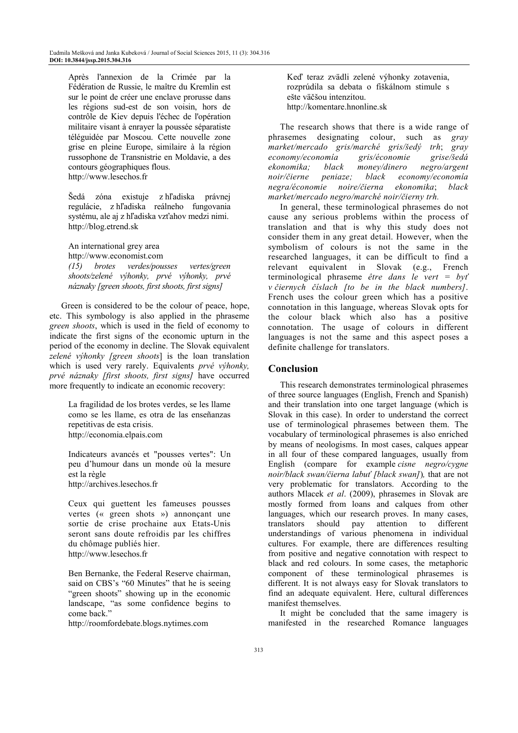> Après l'annexion de la Crimée par la Fédération de Russie, le maître du Kremlin est sur le point de créer une enclave prorusse dans les régions sud-est de son voisin, hors de contrôle de Kiev depuis l'échec de l'opération militaire visant à enrayer la poussée séparatiste téléguidée par Moscou. Cette nouvelle zone grise en pleine Europe, similaire à la région russophone de Transnistrie en Moldavie, a des contours géographiques flous.
> http://www.lesechos.fr

> Šedá zóna existuje z hľadiska právnej regulácie, z hľadiska reálneho fungovania systému, ale aj z hľadiska vzťahov medzi nimi.
> http://blog.etrend.sk

> An international grey area
> http://www.economist.com

*(15) brotes verdes/pousses vertes/green shoots/zelené výhonky, prvé výhonky, prvé náznaky [green shoots, first shoots, first signs]*

Green is considered to be the colour of peace, hope, etc. This symbology is also applied in the phraseme *green shoots*, which is used in the field of economy to indicate the first signs of the economic upturn in the period of the economy in decline. The Slovak equivalent *zelené výhonky [green shoots*] is the loan translation which is used very rarely. Equivalents *prvé výhonky, prvé náznaky [first shoots, first signs]* have occurred more frequently to indicate an economic recovery:

> La fragilidad de los brotes verdes, se les llame como se les llame, es otra de las enseñanzas repetitivas de esta crisis.
> http://economia.elpais.com

> Indicateurs avancés et "pousses vertes": Un peu d'humour dans un monde où la mesure est la règle
> http://archives.lesechos.fr

> Ceux qui guettent les fameuses pousses vertes (« green shots ») annonçant une sortie de crise prochaine aux Etats-Unis seront sans doute refroidis par les chiffres du chômage publiés hier.
> http://www.lesechos.fr

> Ben Bernanke, the Federal Reserve chairman, said on CBS's "60 Minutes" that he is seeing "green shoots" showing up in the economic landscape, "as some confidence begins to come back."
> http://roomfordebate.blogs.nytimes.com

> Keď teraz zvädli zelené výhonky zotavenia, rozprúdila sa debata o fiškálnom stimule s ešte väčšou intenzitou.
> http://komentare.hnonline.sk

The research shows that there is a wide range of phrasemes designating colour, such as *gray market/mercado gris/marché gris/šedý trh*; *gray economy/economía gris/économie grise/šedá ekonomika; black money/dinero negro/argent noir/čierne peniaze; black economy/economía negra/économie noire/čierna ekonomika*; *black market/mercado negro/marché noir/čierny trh.*

In general, these terminological phrasemes do not cause any serious problems within the process of translation and that is why this study does not consider them in any great detail. However, when the symbolism of colours is not the same in the researched languages, it can be difficult to find a relevant equivalent in Slovak (e.g., French terminological phraseme *être dans le vert = byť v čiernych číslach [to be in the black numbers]*. French uses the colour green which has a positive connotation in this language, whereas Slovak opts for the colour black which also has a positive connotation. The usage of colours in different languages is not the same and this aspect poses a definite challenge for translators.

## Conclusion

This research demonstrates terminological phrasemes of three source languages (English, French and Spanish) and their translation into one target language (which is Slovak in this case). In order to understand the correct use of terminological phrasemes between them. The vocabulary of terminological phrasemes is also enriched by means of neologisms. In most cases, calques appear in all four of these compared languages, usually from English (compare for example *cisne negro/cygne noir/black swan/čierna labuť [black swan]*), that are not very problematic for translators. According to the authors Mlacek *et al*. (2009), phrasemes in Slovak are mostly formed from loans and calques from other languages, which our research proves. In many cases, translators should pay attention to different understandings of various phenomena in individual cultures. For example, there are differences resulting from positive and negative connotation with respect to black and red colours. In some cases, the metaphoric component of these terminological phrasemes is different. It is not always easy for Slovak translators to find an adequate equivalent. Here, cultural differences manifest themselves.

It might be concluded that the same imagery is manifested in the researched Romance languages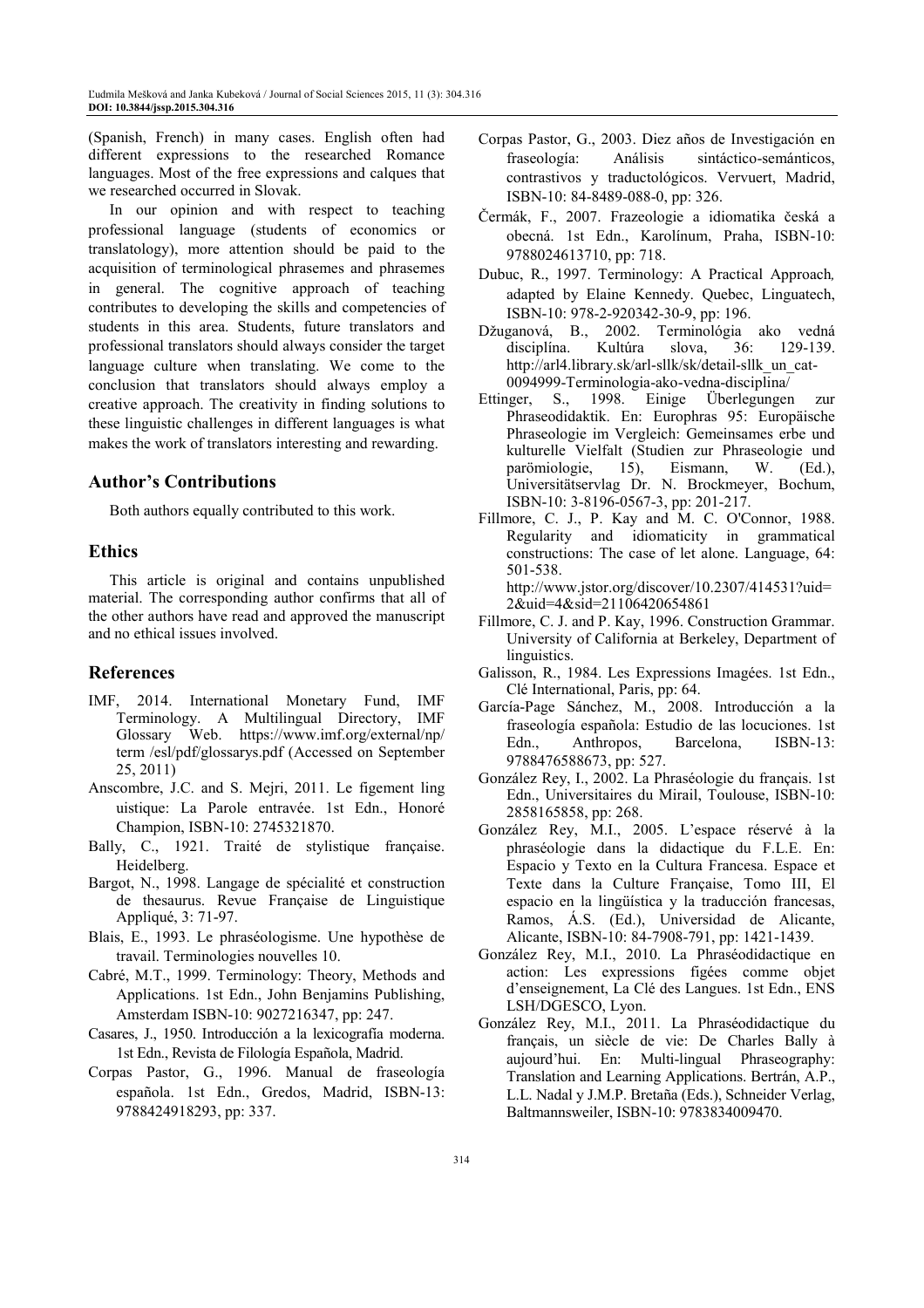(Spanish, French) in many cases. English often had different expressions to the researched Romance languages. Most of the free expressions and calques that we researched occurred in Slovak.

In our opinion and with respect to teaching professional language (students of economics or translatology), more attention should be paid to the acquisition of terminological phrasemes and phrasemes in general. The cognitive approach of teaching contributes to developing the skills and competencies of students in this area. Students, future translators and professional translators should always consider the target language culture when translating. We come to the conclusion that translators should always employ a creative approach. The creativity in finding solutions to these linguistic challenges in different languages is what makes the work of translators interesting and rewarding.

## Author's Contributions

Both authors equally contributed to this work.

## Ethics

This article is original and contains unpublished material. The corresponding author confirms that all of the other authors have read and approved the manuscript and no ethical issues involved.

## References

IMF, 2014. International Monetary Fund, IMF Terminology. A Multilingual Directory, IMF Glossary Web. https://www.imf.org/external/np/term /esl/pdf/glossarys.pdf (Accessed on September 25, 2011)

Anscombre, J.C. and S. Mejri, 2011. Le figement ling uistique: La Parole entravée. 1st Edn., Honoré Champion, ISBN-10: 2745321870.

Bally, C., 1921. Traité de stylistique française. Heidelberg.

Bargot, N., 1998. Langage de spécialité et construction de thesaurus. Revue Française de Linguistique Appliqué, 3: 71-97.

Blais, E., 1993. Le phraséologisme. Une hypothèse de travail. Terminologies nouvelles 10.

Cabré, M.T., 1999. Terminology: Theory, Methods and Applications. 1st Edn., John Benjamins Publishing, Amsterdam ISBN-10: 9027216347, pp: 247.

Casares, J., 1950. Introducción a la lexicografía moderna. 1st Edn., Revista de Filología Española, Madrid.

Corpas Pastor, G., 1996. Manual de fraseología española. 1st Edn., Gredos, Madrid, ISBN-13: 9788424918293, pp: 337.

Corpas Pastor, G., 2003. Diez años de Investigación en fraseología: Análisis sintáctico-semánticos, contrastivos y traductológicos. Vervuert, Madrid, ISBN-10: 84-8489-088-0, pp: 326.

Čermák, F., 2007. Frazeologie a idiomatika česká a obecná. 1st Edn., Karolínum, Praha, ISBN-10: 9788024613710, pp: 718.

Dubuc, R., 1997. Terminology: A Practical Approach, adapted by Elaine Kennedy. Quebec, Linguatech, ISBN-10: 978-2-920342-30-9, pp: 196.

Džuganová, B., 2002. Terminológia ako vedná disciplína. Kultúra slova, 36: 129-139. http://arl4.library.sk/arl-sllk/sk/detail-sllk_un_cat-0094999-Terminologia-ako-vedna-disciplina/

Ettinger, S., 1998. Einige Überlegungen zur Phraseodidaktik. En: Europhras 95: Europäische Phraseologie im Vergleich: Gemeinsames erbe und kulturelle Vielfalt (Studien zur Phraseologie und parömiologie, 15), Eismann, W. (Ed.), Universitätservlag Dr. N. Brockmeyer, Bochum, ISBN-10: 3-8196-0567-3, pp: 201-217.

Fillmore, C. J., P. Kay and M. C. O'Connor, 1988. Regularity and idiomaticity in grammatical constructions: The case of let alone. Language, 64: 501-538. http://www.jstor.org/discover/10.2307/414531?uid=2&uid=4&sid=21106420654861

Fillmore, C. J. and P. Kay, 1996. Construction Grammar. University of California at Berkeley, Department of linguistics.

Galisson, R., 1984. Les Expressions Imagées. 1st Edn., Clé International, Paris, pp: 64.

García-Page Sánchez, M., 2008. Introducción a la fraseología española: Estudio de las locuciones. 1st Edn., Anthropos, Barcelona, ISBN-13: 9788476588673, pp: 527.

González Rey, I., 2002. La Phraséologie du français. 1st Edn., Universitaires du Mirail, Toulouse, ISBN-10: 2858165858, pp: 268.

González Rey, M.I., 2005. L'espace réservé à la phraséologie dans la didactique du F.L.E. En: Espacio y Texto en la Cultura Francesa. Espace et Texte dans la Culture Française, Tomo III, El espacio en la lingüística y la traducción francesas, Ramos, Á.S. (Ed.), Universidad de Alicante, Alicante, ISBN-10: 84-7908-791, pp: 1421-1439.

González Rey, M.I., 2010. La Phraséodidactique en action: Les expressions figées comme objet d'enseignement, La Clé des Langues. 1st Edn., ENS LSH/DGESCO, Lyon.

González Rey, M.I., 2011. La Phraséodidactique du français, un siècle de vie: De Charles Bally à aujourd'hui. En: Multi-lingual Phraseography: Translation and Learning Applications. Bertrán, A.P., L.L. Nadal y J.M.P. Bretaña (Eds.), Schneider Verlag, Baltmannsweiler, ISBN-10: 9783834009470.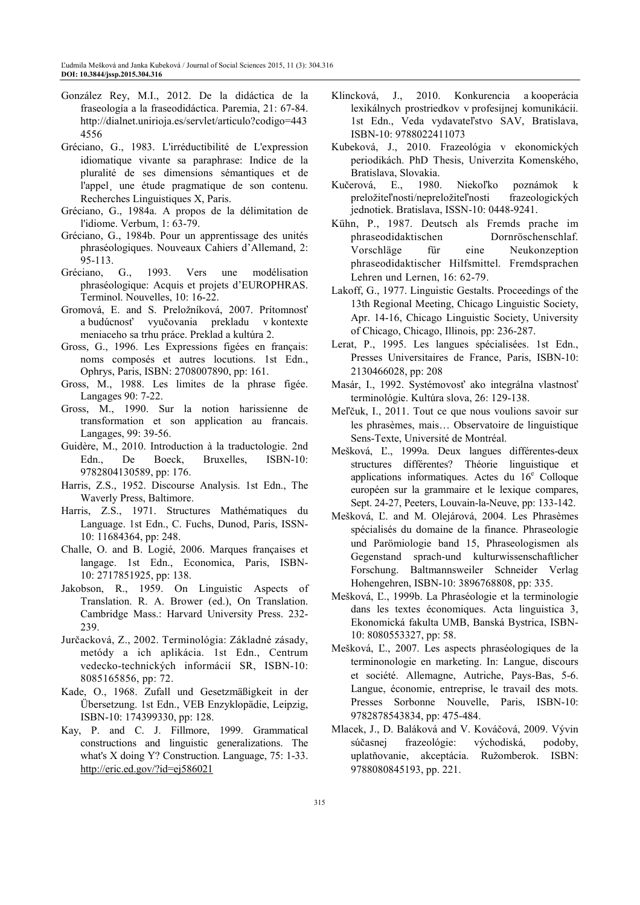González Rey, M.I., 2012. De la didáctica de la fraseología a la fraseodidáctica. Paremia, 21: 67-84. http://dialnet.unirioja.es/servlet/articulo?codigo=4434556

Gréciano, G., 1983. L'irréductibilité de L'expression idiomatique vivante sa paraphrase: Indice de la pluralité de ses dimensions sémantiques et de l'appel¸ une étude pragmatique de son contenu. Recherches Linguistiques X, Paris.

Gréciano, G., 1984a. A propos de la délimitation de l'idiome. Verbum, 1: 63-79.

Gréciano, G., 1984b. Pour un apprentissage des unités phraséologiques. Nouveaux Cahiers d'Allemand, 2: 95-113.

Gréciano, G., 1993. Vers une modélisation phraséologique: Acquis et projets d'EUROPHRAS. Terminol. Nouvelles, 10: 16-22.

Gromová, E. and S. Preložníková, 2007. Prítomnosť a budúcnosť vyučovania prekladu v kontexte meniaceho sa trhu práce. Preklad a kultúra 2.

Gross, G., 1996. Les Expressions figées en français: noms composés et autres locutions. 1st Edn., Ophrys, Paris, ISBN: 2708007890, pp: 161.

Gross, M., 1988. Les limites de la phrase figée. Langages 90: 7-22.

Gross, M., 1990. Sur la notion harissienne de transformation et son application au francais. Langages, 99: 39-56.

Guidère, M., 2010. Introduction à la traductologie. 2nd Edn., De Boeck, Bruxelles, ISBN-10: 9782804130589, pp: 176.

Harris, Z.S., 1952. Discourse Analysis. 1st Edn., The Waverly Press, Baltimore.

Harris, Z.S., 1971. Structures Mathématiques du Language. 1st Edn., C. Fuchs, Dunod, Paris, ISSN-10: 11684364, pp: 248.

Challe, O. and B. Logié, 2006. Marques françaises et langage. 1st Edn., Economica, Paris, ISBN-10: 2717851925, pp: 138.

Jakobson, R., 1959. On Linguistic Aspects of Translation. R. A. Brower (ed.), On Translation. Cambridge Mass.: Harvard University Press. 232-239.

Jurčacková, Z., 2002. Terminológia: Základné zásady, metódy a ich aplikácia. 1st Edn., Centrum vedecko-technických informácií SR, ISBN-10: 8085165856, pp: 72.

Kade, O., 1968. Zufall und Gesetzmäßigkeit in der Übersetzung. 1st Edn., VEB Enzyklopädie, Leipzig, ISBN-10: 174399330, pp: 128.

Kay, P. and C. J. Fillmore, 1999. Grammatical constructions and linguistic generalizations. The what's X doing Y? Construction. Language, 75: 1-33. http://eric.ed.gov/?id=ej586021

Klincková, J., 2010. Konkurencia a kooperácia lexikálnych prostriedkov v profesijnej komunikácii. 1st Edn., Veda vydavateľstvo SAV, Bratislava, ISBN-10: 9788022411073

Kubeková, J., 2010. Frazeológia v ekonomických periodikách. PhD Thesis, Univerzita Komenského, Bratislava, Slovakia.

Kučerová, E., 1980. Niekoľko poznámok k preložiteľnosti/nepreložiteľnosti frazeologických jednotiek. Bratislava, ISSN-10: 0448-9241.

Kühn, P., 1987. Deutsch als Fremds prache im phraseodidaktischen Dornröschenschlaf. Vorschläge für eine Neukonzeption phraseodidaktischer Hilfsmittel. Fremdsprachen Lehren und Lernen, 16: 62-79.

Lakoff, G., 1977. Linguistic Gestalts. Proceedings of the 13th Regional Meeting, Chicago Linguistic Society, Apr. 14-16, Chicago Linguistic Society, University of Chicago, Chicago, Illinois, pp: 236-287.

Lerat, P., 1995. Les langues spécialisées. 1st Edn., Presses Universitaires de France, Paris, ISBN-10: 2130466028, pp: 208

Masár, I., 1992. Systémovosť ako integrálna vlastnosť terminológie. Kultúra slova, 26: 129-138.

Meľčuk, I., 2011. Tout ce que nous voulions savoir sur les phrasèmes, mais… Observatoire de linguistique Sens-Texte, Université de Montréal.

Mešková, Ľ., 1999a. Deux langues différentes-deux structures différentes? Théorie linguistique et applications informatiques. Actes du 16$^{e}$ Colloque européen sur la grammaire et le lexique compares, Sept. 24-27, Peeters, Louvain-la-Neuve, pp: 133-142.

Mešková, Ľ. and M. Olejárová, 2004. Les Phrasèmes spécialisés du domaine de la finance. Phraseologie und Parömiologie band 15, Phraseologismen als Gegenstand sprach-und kulturwissenschaftlicher Forschung. Baltmannsweiler Schneider Verlag Hohengehren, ISBN-10: 3896768808, pp: 335.

Mešková, Ľ., 1999b. La Phraséologie et la terminologie dans les textes économiques. Acta linguistica 3, Ekonomická fakulta UMB, Banská Bystrica, ISBN-10: 8080553327, pp: 58.

Mešková, Ľ., 2007. Les aspects phraséologiques de la terminonologie en marketing. In: Langue, discours et société. Allemagne, Autriche, Pays-Bas, 5-6. Langue, économie, entreprise, le travail des mots. Presses Sorbonne Nouvelle, Paris, ISBN-10: 9782878543834, pp: 475-484.

Mlacek, J., D. Baláková and V. Kováčová, 2009. Vývin súčasnej frazeológie: východiská, podoby, uplatňovanie, akceptácia. Ružomberok. ISBN: 9788080845193, pp. 221.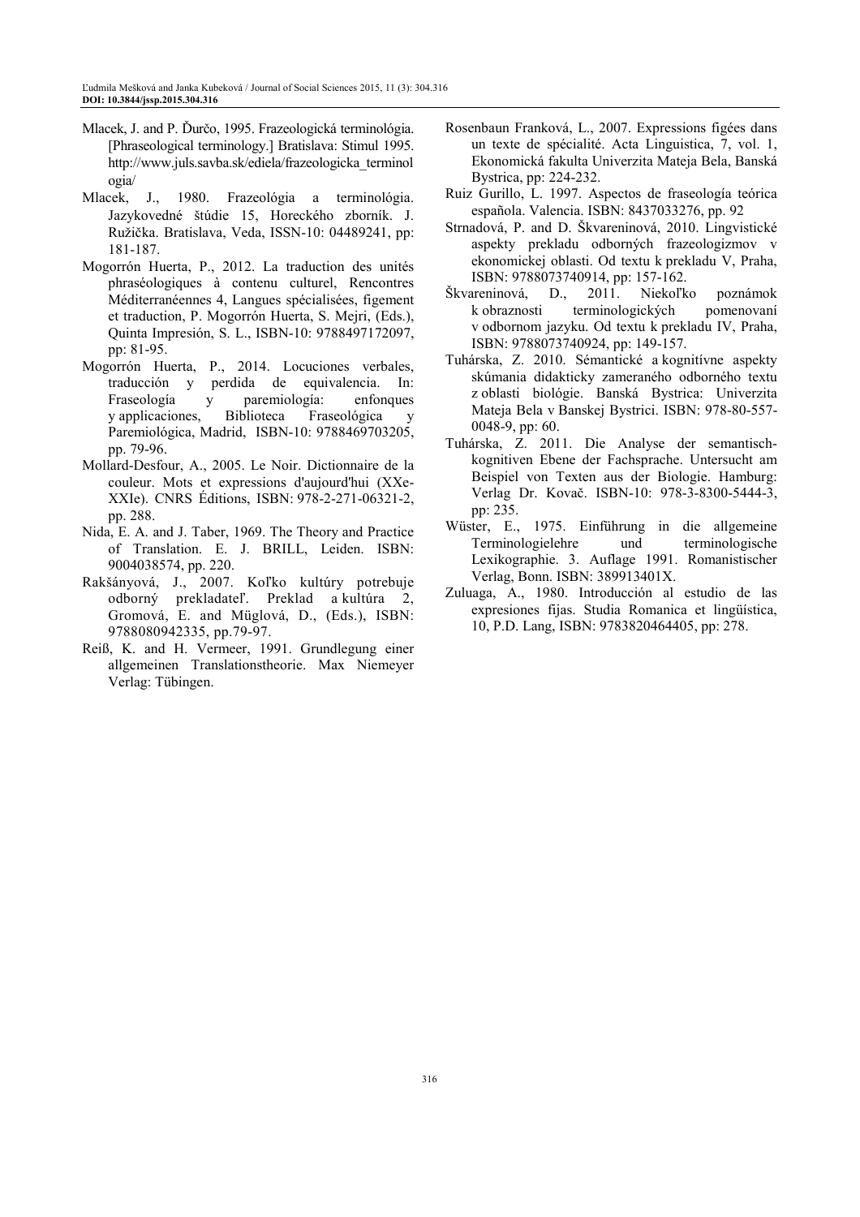Mlacek, J. and P. Ďurčo, 1995. Frazeologická terminológia. [Phraseological terminology.] Bratislava: Stimul 1995. http://www.juls.savba.sk/ediela/frazeologicka_terminologia/

Mlacek, J., 1980. Frazeológia a terminológia. Jazykovedné štúdie 15, Horeckého zborník. J. Ružička. Bratislava, Veda, ISSN-10: 04489241, pp: 181-187.

Mogorrón Huerta, P., 2012. La traduction des unités phraséologiques à contenu culturel, Rencontres Méditerranéennes 4, Langues spécialisées, figement et traduction, P. Mogorrón Huerta, S. Mejri, (Eds.), Quinta Impresión, S. L., ISBN-10: 9788497172097, pp: 81-95.

Mogorrón Huerta, P., 2014. Locuciones verbales, traducción y perdida de equivalencia. In: Fraseología y paremiología: enfonques y applicaciones, Biblioteca Fraseológica y Paremiológica, Madrid, ISBN-10: 9788469703205, pp. 79-96.

Mollard-Desfour, A., 2005. Le Noir. Dictionnaire de la couleur. Mots et expressions d'aujourd'hui (XXe-XXIe). CNRS Éditions, ISBN: 978-2-271-06321-2, pp. 288.

Nida, E. A. and J. Taber, 1969. The Theory and Practice of Translation. E. J. BRILL, Leiden. ISBN: 9004038574, pp. 220.

Rakšányová, J., 2007. Koľko kultúry potrebuje odborný prekladateľ. Preklad a kultúra 2, Gromová, E. and Müglová, D., (Eds.), ISBN: 9788080942335, pp.79-97.

Reiß, K. and H. Vermeer, 1991. Grundlegung einer allgemeinen Translationstheorie. Max Niemeyer Verlag: Tübingen.

Rosenbaun Franková, L., 2007. Expressions figées dans un texte de spécialité. Acta Linguistica, 7, vol. 1, Ekonomická fakulta Univerzita Mateja Bela, Banská Bystrica, pp: 224-232.

Ruiz Gurillo, L. 1997. Aspectos de fraseología teórica española. Valencia. ISBN: 8437033276, pp. 92

Strnadová, P. and D. Škvareninová, 2010. Lingvistické aspekty prekladu odborných frazeologizmov v ekonomickej oblasti. Od textu k prekladu V, Praha, ISBN: 9788073740914, pp: 157-162.

Škvareninová, D., 2011. Niekoľko poznámok k obraznosti terminologických pomenovaní v odbornom jazyku. Od textu k prekladu IV, Praha, ISBN: 9788073740924, pp: 149-157.

Tuhárska, Z. 2010. Sémantické a kognitívne aspekty skúmania didakticky zameraného odborného textu z oblasti biológie. Banská Bystrica: Univerzita Mateja Bela v Banskej Bystrici. ISBN: 978-80-557-0048-9, pp: 60.

Tuhárska, Z. 2011. Die Analyse der semantisch-kognitiven Ebene der Fachsprache. Untersucht am Beispiel von Texten aus der Biologie. Hamburg: Verlag Dr. Kovač. ISBN-10: 978-3-8300-5444-3, pp: 235.

Wüster, E., 1975. Einführung in die allgemeine Terminologielehre und terminologische Lexikographie. 3. Auflage 1991. Romanistischer Verlag, Bonn. ISBN: 389913401X.

Zuluaga, A., 1980. Introducción al estudio de las expresiones fijas. Studia Romanica et lingüística, 10, P.D. Lang, ISBN: 9783820464405, pp: 278.